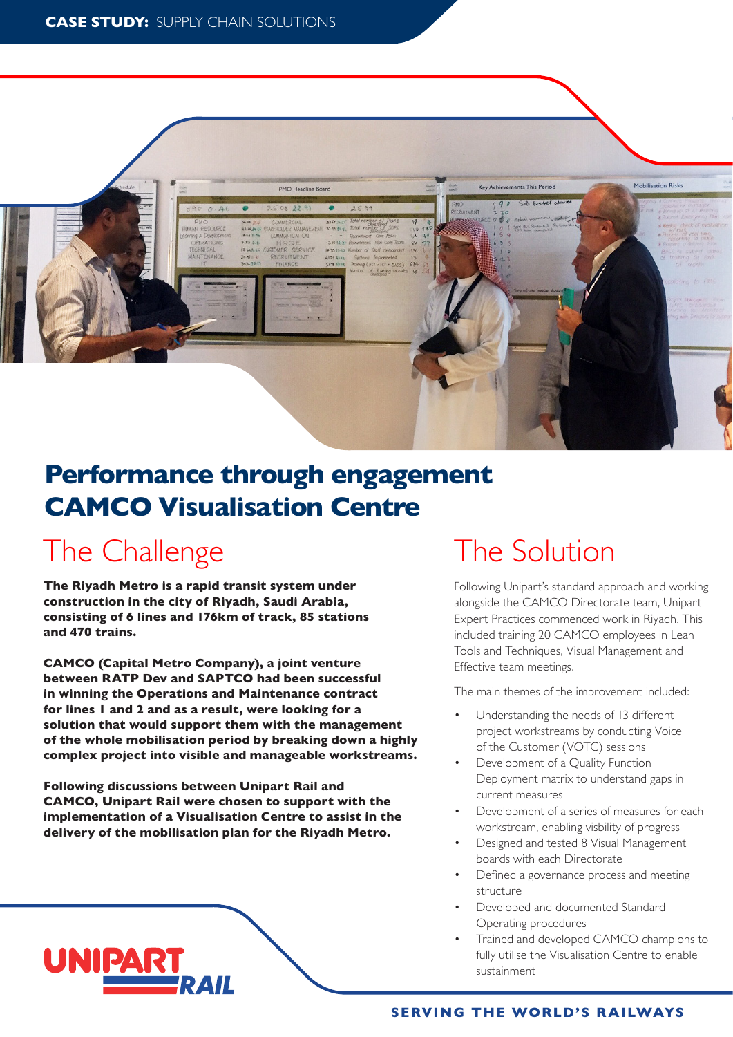**CASE STUDY:** SUPPLY CHAIN SOLUTIONS

# Performance through engagement CAMCO Visualisation Centre

## The Challenge

**The Riyadh Metro is a rapid transit system under construction in the city of Riyadh, Saudi Arabia, consisting of 6 lines and 176km of track, 85 stations and 470 trains.**

**CAMCO (Capital Metro Company), a joint venture between RATP Dev and SAPTCO had been successful in winning the Operations and Maintenance contract for lines 1 and 2 and as a result, were looking for a solution that would support them with the management of the whole mobilisation period by breaking down a highly complex project into visible and manageable workstreams.**

**Following discussions between Unipart Rail and CAMCO, Unipart Rail were chosen to support with the implementation of a Visualisation Centre to assist in the delivery of the mobilisation plan for the Riyadh Metro.**

## The Solution

Following Unipart's standard approach and working alongside the CAMCO Directorate team, Unipart Expert Practices commenced work in Riyadh. This included training 20 CAMCO employees in Lean Tools and Techniques, Visual Management and Effective team meetings.

The main themes of the improvement included:

- Understanding the needs of 13 different project workstreams by conducting Voice of the Customer (VOTC) sessions
- Development of a Quality Function Deployment matrix to understand gaps in current measures
- Development of a series of measures for each workstream, enabling visibility of progress
- Designed and tested 8 Visual Management boards with each Directorate
- Defined a governance process and meeting structure
- Developed and documented Standard Operating procedures
- Trained and developed CAMCO champions to fully utilise the Visualisation Centre to enable sustainment

UNIPART RAIL

SERVING THE WORLD'S RAILWAYS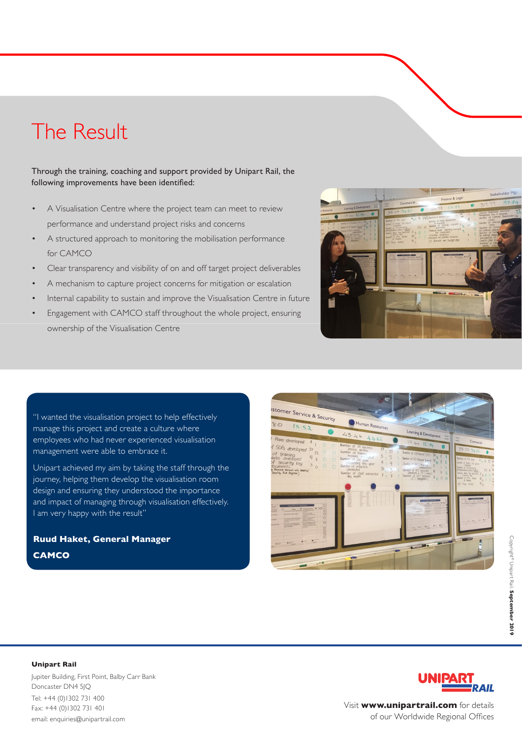# The Result

Through the training, coaching and support provided by Unipart Rail, the following improvements have been identified:

- A Visualisation Centre where the project team can meet to review performance and understand project risks and concerns
- A structured approach to monitoring the mobilisation performance for CAMCO
- Clear transparency and visibility of on and off target project deliverables
- A mechanism to capture project concerns for mitigation or escalation
- Internal capability to sustain and improve the Visualisation Centre in future
- Engagement with CAMCO staff throughout the whole project, ensuring ownership of the Visualisation Centre

"I wanted the visualisation project to help effectively manage this project and create a culture where employees who had never experienced visualisation management were able to embrace it.

Unipart achieved my aim by taking the staff through the journey, helping them develop the visualisation room design and ensuring they understood the importance and impact of managing through visualisation effectively. I am very happy with the result"

**Ruud Haket, General Manager**
**CAMCO**

Copyright© Unipart Rail **September 2019**

**Unipart Rail**
Jupiter Building, First Point, Balby Carr Bank
Doncaster DN4 5JQ
Tel: +44 (0)1302 731 400
Fax: +44 (0)1302 731 401
email: enquiries@unipartrail.com

Visit **www.unipartrail.com** for details of our Worldwide Regional Offices